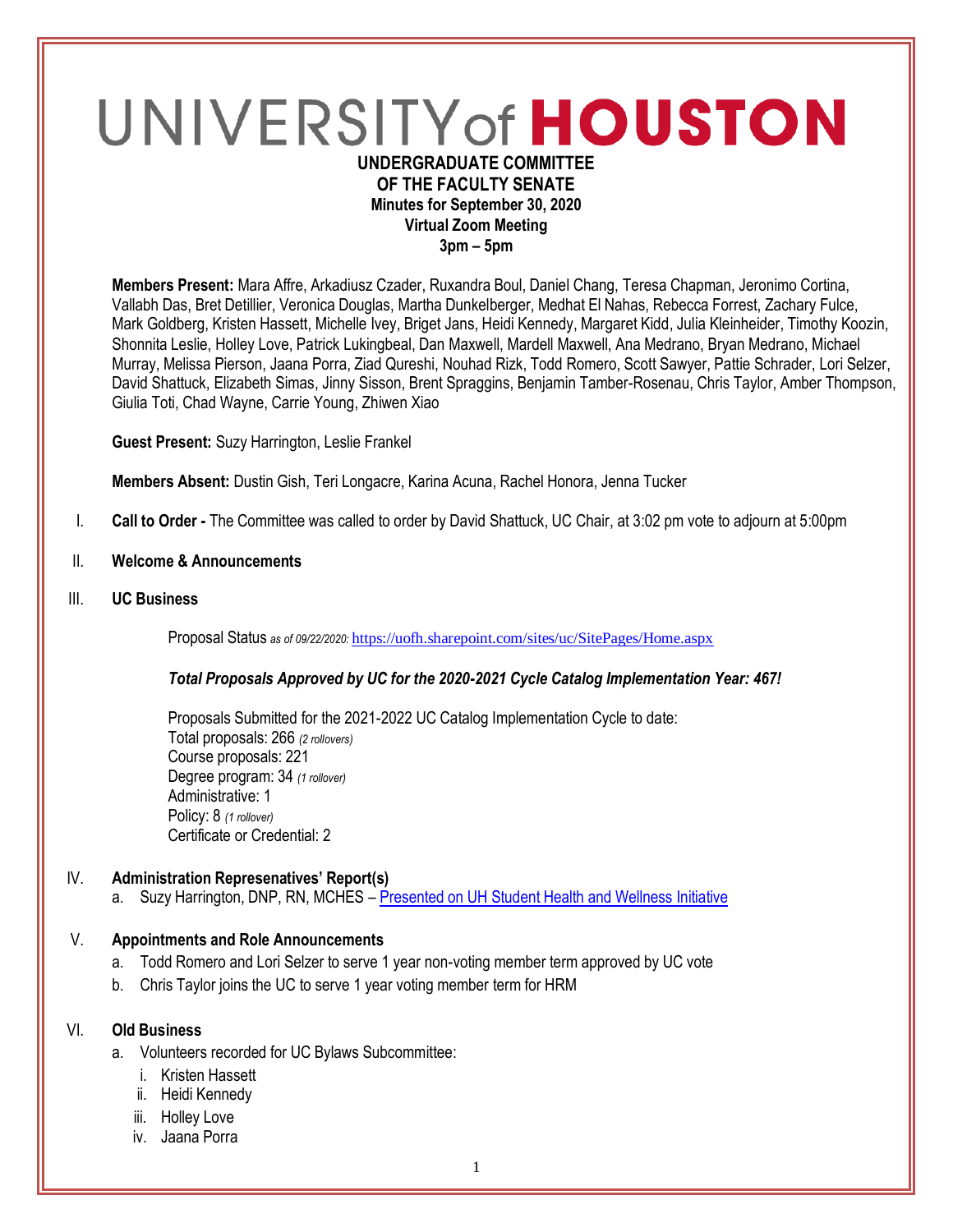# UNIVERSITY of HOUSTON

**UNDERGRADUATE COMMITTEE**
**OF THE FACULTY SENATE**
**Minutes for September 30, 2020**
**Virtual Zoom Meeting**
**3pm – 5pm**

**Members Present:** Mara Affre, Arkadiusz Czader, Ruxandra Boul, Daniel Chang, Teresa Chapman, Jeronimo Cortina, Vallabh Das, Bret Detillier, Veronica Douglas, Martha Dunkelberger, Medhat El Nahas, Rebecca Forrest, Zachary Fulce, Mark Goldberg, Kristen Hassett, Michelle Ivey, Briget Jans, Heidi Kennedy, Margaret Kidd, Julia Kleinheider, Timothy Koozin, Shonnita Leslie, Holley Love, Patrick Lukingbeal, Dan Maxwell, Mardell Maxwell, Ana Medrano, Bryan Medrano, Michael Murray, Melissa Pierson, Jaana Porra, Ziad Qureshi, Nouhad Rizk, Todd Romero, Scott Sawyer, Pattie Schrader, Lori Selzer, David Shattuck, Elizabeth Simas, Jinny Sisson, Brent Spraggins, Benjamin Tamber-Rosenau, Chris Taylor, Amber Thompson, Giulia Toti, Chad Wayne, Carrie Young, Zhiwen Xiao

**Guest Present:** Suzy Harrington, Leslie Frankel

**Members Absent:** Dustin Gish, Teri Longacre, Karina Acuna, Rachel Honora, Jenna Tucker

I. **Call to Order -** The Committee was called to order by David Shattuck, UC Chair, at 3:02 pm vote to adjourn at 5:00pm

II. **Welcome & Announcements**

III. **UC Business**

Proposal Status *as of 09/22/2020:* https://uofh.sharepoint.com/sites/uc/SitePages/Home.aspx

***Total Proposals Approved by UC for the 2020-2021 Cycle Catalog Implementation Year: 467!***

Proposals Submitted for the 2021-2022 UC Catalog Implementation Cycle to date:
Total proposals: 266 *(2 rollovers)*
Course proposals: 221
Degree program: 34 *(1 rollover)*
Administrative: 1
Policy: 8 *(1 rollover)*
Certificate or Credential: 2

IV. **Administration Represenatives' Report(s)**
   a. Suzy Harrington, DNP, RN, MCHES – Presented on UH Student Health and Wellness Initiative

V. **Appointments and Role Announcements**
   a. Todd Romero and Lori Selzer to serve 1 year non-voting member term approved by UC vote
   b. Chris Taylor joins the UC to serve 1 year voting member term for HRM

VI. **Old Business**
   a. Volunteers recorded for UC Bylaws Subcommittee:
      i. Kristen Hassett
      ii. Heidi Kennedy
      iii. Holley Love
      iv. Jaana Porra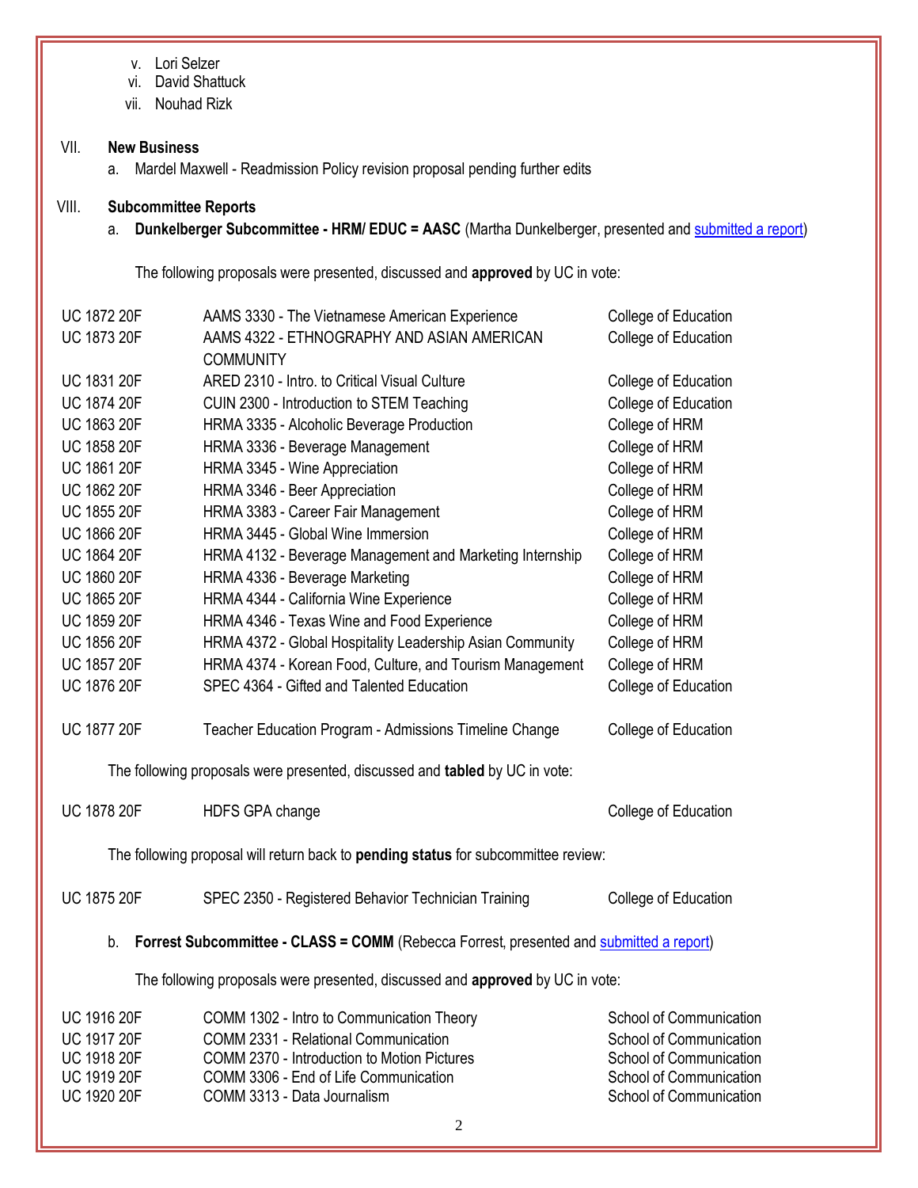v. Lori Selzer
vi. David Shattuck
vii. Nouhad Rizk

VII. **New Business**

a. Mardel Maxwell - Readmission Policy revision proposal pending further edits

VIII. **Subcommittee Reports**

a. **Dunkelberger Subcommittee - HRM/ EDUC = AASC** (Martha Dunkelberger, presented and submitted a report)

The following proposals were presented, discussed and **approved** by UC in vote:

| | | |
|---|---|---|
| UC 1872 20F | AAMS 3330 - The Vietnamese American Experience | College of Education |
| UC 1873 20F | AAMS 4322 - ETHNOGRAPHY AND ASIAN AMERICAN COMMUNITY | College of Education |
| UC 1831 20F | ARED 2310 - Intro. to Critical Visual Culture | College of Education |
| UC 1874 20F | CUIN 2300 - Introduction to STEM Teaching | College of Education |
| UC 1863 20F | HRMA 3335 - Alcoholic Beverage Production | College of HRM |
| UC 1858 20F | HRMA 3336 - Beverage Management | College of HRM |
| UC 1861 20F | HRMA 3345 - Wine Appreciation | College of HRM |
| UC 1862 20F | HRMA 3346 - Beer Appreciation | College of HRM |
| UC 1855 20F | HRMA 3383 - Career Fair Management | College of HRM |
| UC 1866 20F | HRMA 3445 - Global Wine Immersion | College of HRM |
| UC 1864 20F | HRMA 4132 - Beverage Management and Marketing Internship | College of HRM |
| UC 1860 20F | HRMA 4336 - Beverage Marketing | College of HRM |
| UC 1865 20F | HRMA 4344 - California Wine Experience | College of HRM |
| UC 1859 20F | HRMA 4346 - Texas Wine and Food Experience | College of HRM |
| UC 1856 20F | HRMA 4372 - Global Hospitality Leadership Asian Community | College of HRM |
| UC 1857 20F | HRMA 4374 - Korean Food, Culture, and Tourism Management | College of HRM |
| UC 1876 20F | SPEC 4364 - Gifted and Talented Education | College of Education |
| UC 1877 20F | Teacher Education Program - Admissions Timeline Change | College of Education |

The following proposals were presented, discussed and **tabled** by UC in vote:

| | | |
|---|---|---|
| UC 1878 20F | HDFS GPA change | College of Education |

The following proposal will return back to **pending status** for subcommittee review:

| | | |
|---|---|---|
| UC 1875 20F | SPEC 2350 - Registered Behavior Technician Training | College of Education |

b. **Forrest Subcommittee - CLASS = COMM** (Rebecca Forrest, presented and submitted a report)

The following proposals were presented, discussed and **approved** by UC in vote:

| | | |
|---|---|---|
| UC 1916 20F | COMM 1302 - Intro to Communication Theory | School of Communication |
| UC 1917 20F | COMM 2331 - Relational Communication | School of Communication |
| UC 1918 20F | COMM 2370 - Introduction to Motion Pictures | School of Communication |
| UC 1919 20F | COMM 3306 - End of Life Communication | School of Communication |
| UC 1920 20F | COMM 3313 - Data Journalism | School of Communication |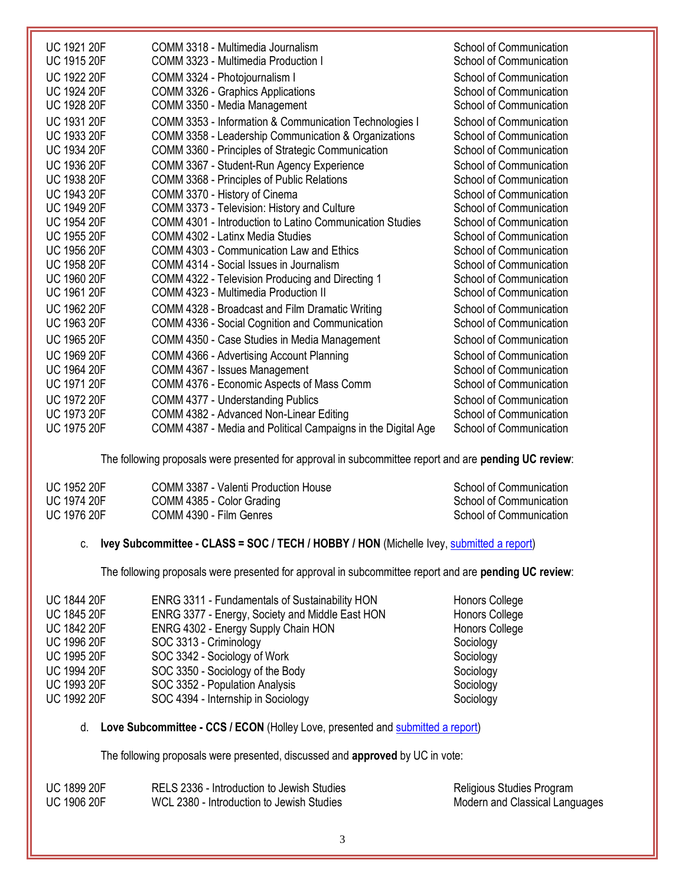| | | |
|---|---|---|
| UC 1921 20F | COMM 3318 - Multimedia Journalism | School of Communication |
| UC 1915 20F | COMM 3323 - Multimedia Production I | School of Communication |
| UC 1922 20F | COMM 3324 - Photojournalism I | School of Communication |
| UC 1924 20F | COMM 3326 - Graphics Applications | School of Communication |
| UC 1928 20F | COMM 3350 - Media Management | School of Communication |
| UC 1931 20F | COMM 3353 - Information & Communication Technologies I | School of Communication |
| UC 1933 20F | COMM 3358 - Leadership Communication & Organizations | School of Communication |
| UC 1934 20F | COMM 3360 - Principles of Strategic Communication | School of Communication |
| UC 1936 20F | COMM 3367 - Student-Run Agency Experience | School of Communication |
| UC 1938 20F | COMM 3368 - Principles of Public Relations | School of Communication |
| UC 1943 20F | COMM 3370 - History of Cinema | School of Communication |
| UC 1949 20F | COMM 3373 - Television: History and Culture | School of Communication |
| UC 1954 20F | COMM 4301 - Introduction to Latino Communication Studies | School of Communication |
| UC 1955 20F | COMM 4302 - Latinx Media Studies | School of Communication |
| UC 1956 20F | COMM 4303 - Communication Law and Ethics | School of Communication |
| UC 1958 20F | COMM 4314 - Social Issues in Journalism | School of Communication |
| UC 1960 20F | COMM 4322 - Television Producing and Directing 1 | School of Communication |
| UC 1961 20F | COMM 4323 - Multimedia Production II | School of Communication |
| UC 1962 20F | COMM 4328 - Broadcast and Film Dramatic Writing | School of Communication |
| UC 1963 20F | COMM 4336 - Social Cognition and Communication | School of Communication |
| UC 1965 20F | COMM 4350 - Case Studies in Media Management | School of Communication |
| UC 1969 20F | COMM 4366 - Advertising Account Planning | School of Communication |
| UC 1964 20F | COMM 4367 - Issues Management | School of Communication |
| UC 1971 20F | COMM 4376 - Economic Aspects of Mass Comm | School of Communication |
| UC 1972 20F | COMM 4377 - Understanding Publics | School of Communication |
| UC 1973 20F | COMM 4382 - Advanced Non-Linear Editing | School of Communication |
| UC 1975 20F | COMM 4387 - Media and Political Campaigns in the Digital Age | School of Communication |

The following proposals were presented for approval in subcommittee report and are **pending UC review**:

| | | |
|---|---|---|
| UC 1952 20F | COMM 3387 - Valenti Production House | School of Communication |
| UC 1974 20F | COMM 4385 - Color Grading | School of Communication |
| UC 1976 20F | COMM 4390 - Film Genres | School of Communication |

c. **Ivey Subcommittee - CLASS = SOC / TECH / HOBBY / HON** (Michelle Ivey, submitted a report)

The following proposals were presented for approval in subcommittee report and are **pending UC review**:

| | | |
|---|---|---|
| UC 1844 20F | ENRG 3311 - Fundamentals of Sustainability HON | Honors College |
| UC 1845 20F | ENRG 3377 - Energy, Society and Middle East HON | Honors College |
| UC 1842 20F | ENRG 4302 - Energy Supply Chain HON | Honors College |
| UC 1996 20F | SOC 3313 - Criminology | Sociology |
| UC 1995 20F | SOC 3342 - Sociology of Work | Sociology |
| UC 1994 20F | SOC 3350 - Sociology of the Body | Sociology |
| UC 1993 20F | SOC 3352 - Population Analysis | Sociology |
| UC 1992 20F | SOC 4394 - Internship in Sociology | Sociology |

d. **Love Subcommittee - CCS / ECON** (Holley Love, presented and submitted a report)

The following proposals were presented, discussed and **approved** by UC in vote:

| | | |
|---|---|---|
| UC 1899 20F | RELS 2336 - Introduction to Jewish Studies | Religious Studies Program |
| UC 1906 20F | WCL 2380 - Introduction to Jewish Studies | Modern and Classical Languages |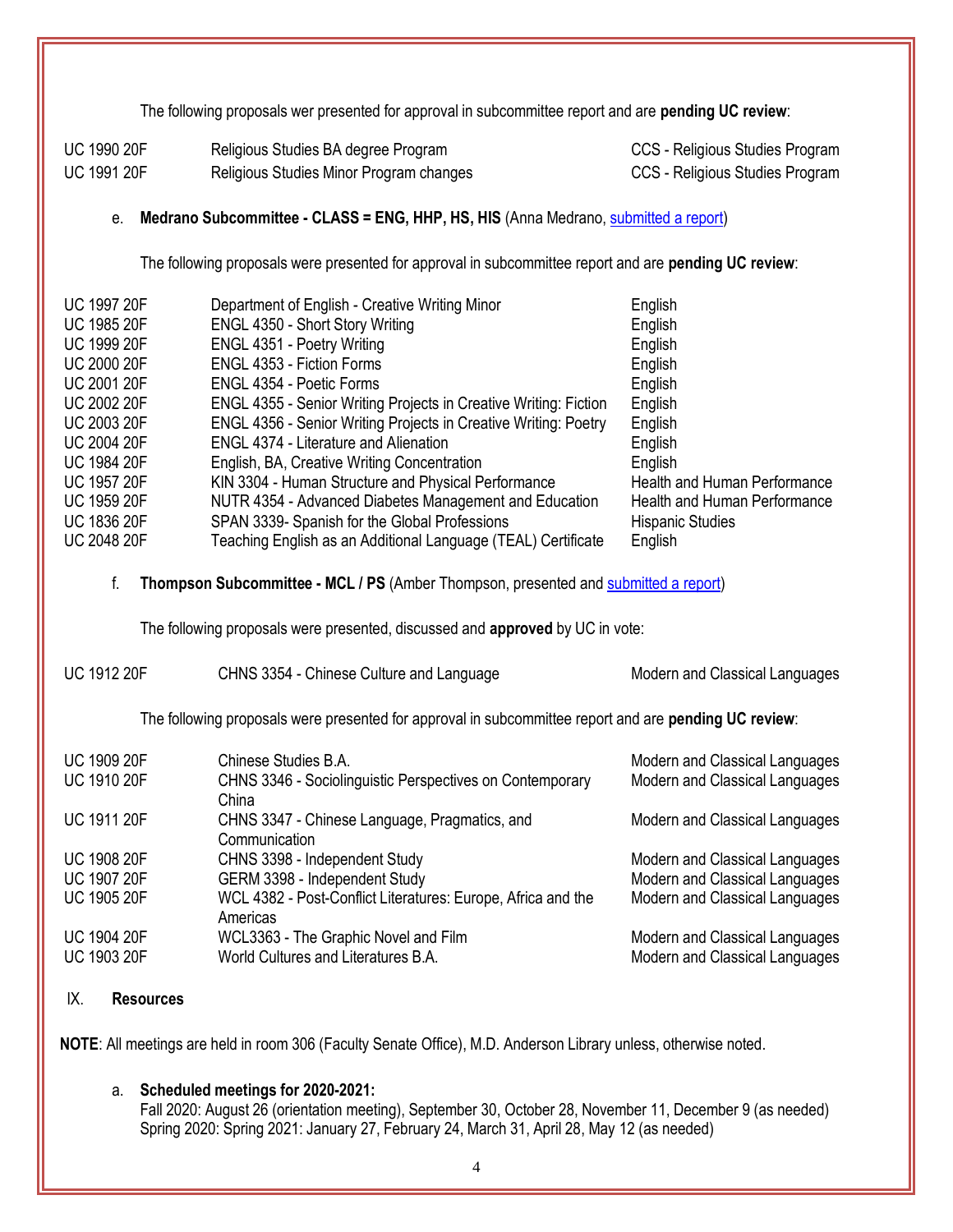The following proposals wer presented for approval in subcommittee report and are **pending UC review**:

| | | |
|---|---|---|
| UC 1990 20F | Religious Studies BA degree Program | CCS - Religious Studies Program |
| UC 1991 20F | Religious Studies Minor Program changes | CCS - Religious Studies Program |

e. **Medrano Subcommittee - CLASS = ENG, HHP, HS, HIS** (Anna Medrano, submitted a report)

The following proposals were presented for approval in subcommittee report and are **pending UC review**:

| | | |
|---|---|---|
| UC 1997 20F | Department of English - Creative Writing Minor | English |
| UC 1985 20F | ENGL 4350 - Short Story Writing | English |
| UC 1999 20F | ENGL 4351 - Poetry Writing | English |
| UC 2000 20F | ENGL 4353 - Fiction Forms | English |
| UC 2001 20F | ENGL 4354 - Poetic Forms | English |
| UC 2002 20F | ENGL 4355 - Senior Writing Projects in Creative Writing: Fiction | English |
| UC 2003 20F | ENGL 4356 - Senior Writing Projects in Creative Writing: Poetry | English |
| UC 2004 20F | ENGL 4374 - Literature and Alienation | English |
| UC 1984 20F | English, BA, Creative Writing Concentration | English |
| UC 1957 20F | KIN 3304 - Human Structure and Physical Performance | Health and Human Performance |
| UC 1959 20F | NUTR 4354 - Advanced Diabetes Management and Education | Health and Human Performance |
| UC 1836 20F | SPAN 3339- Spanish for the Global Professions | Hispanic Studies |
| UC 2048 20F | Teaching English as an Additional Language (TEAL) Certificate | English |

f. **Thompson Subcommittee - MCL / PS** (Amber Thompson, presented and submitted a report)

The following proposals were presented, discussed and **approved** by UC in vote:

| | | |
|---|---|---|
| UC 1912 20F | CHNS 3354 - Chinese Culture and Language | Modern and Classical Languages |

The following proposals were presented for approval in subcommittee report and are **pending UC review**:

| | | |
|---|---|---|
| UC 1909 20F | Chinese Studies B.A. | Modern and Classical Languages |
| UC 1910 20F | CHNS 3346 - Sociolinguistic Perspectives on Contemporary China | Modern and Classical Languages |
| UC 1911 20F | CHNS 3347 - Chinese Language, Pragmatics, and Communication | Modern and Classical Languages |
| UC 1908 20F | CHNS 3398 - Independent Study | Modern and Classical Languages |
| UC 1907 20F | GERM 3398 - Independent Study | Modern and Classical Languages |
| UC 1905 20F | WCL 4382 - Post-Conflict Literatures: Europe, Africa and the Americas | Modern and Classical Languages |
| UC 1904 20F | WCL3363 - The Graphic Novel and Film | Modern and Classical Languages |
| UC 1903 20F | World Cultures and Literatures B.A. | Modern and Classical Languages |

## IX. Resources

**NOTE**: All meetings are held in room 306 (Faculty Senate Office), M.D. Anderson Library unless, otherwise noted.

a. **Scheduled meetings for 2020-2021:**
Fall 2020: August 26 (orientation meeting), September 30, October 28, November 11, December 9 (as needed)
Spring 2020: Spring 2021: January 27, February 24, March 31, April 28, May 12 (as needed)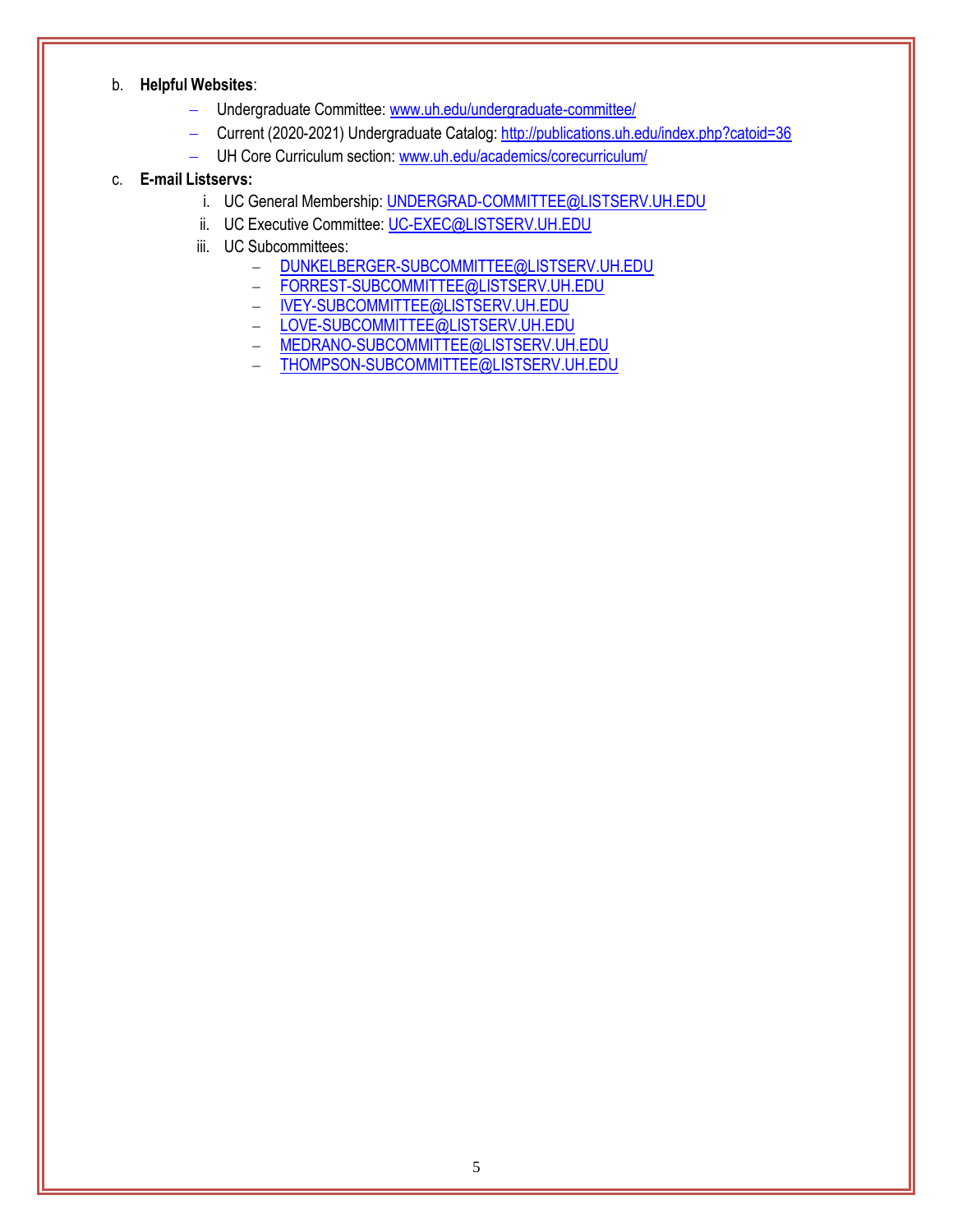b. **Helpful Websites**:

- Undergraduate Committee: www.uh.edu/undergraduate-committee/
- Current (2020-2021) Undergraduate Catalog: http://publications.uh.edu/index.php?catoid=36
- UH Core Curriculum section: www.uh.edu/academics/corecurriculum/

c. **E-mail Listservs:**

i. UC General Membership: UNDERGRAD-COMMITTEE@LISTSERV.UH.EDU

ii. UC Executive Committee: UC-EXEC@LISTSERV.UH.EDU

iii. UC Subcommittees:

- DUNKELBERGER-SUBCOMMITTEE@LISTSERV.UH.EDU
- FORREST-SUBCOMMITTEE@LISTSERV.UH.EDU
- IVEY-SUBCOMMITTEE@LISTSERV.UH.EDU
- LOVE-SUBCOMMITTEE@LISTSERV.UH.EDU
- MEDRANO-SUBCOMMITTEE@LISTSERV.UH.EDU
- THOMPSON-SUBCOMMITTEE@LISTSERV.UH.EDU